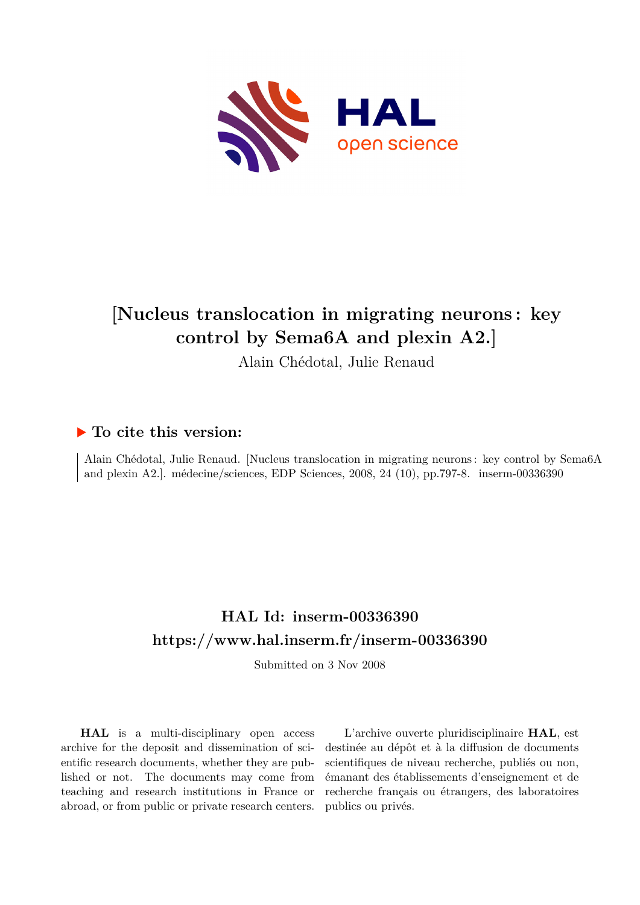# [Nucleus translocation in migrating neurons : key control by Sema6A and plexin A2.]

Alain Chédotal, Julie Renaud

## ▶ To cite this version:

Alain Chédotal, Julie Renaud. [Nucleus translocation in migrating neurons : key control by Sema6A and plexin A2.]. médecine/sciences, EDP Sciences, 2008, 24 (10), pp.797-8. inserm-00336390

## HAL Id: inserm-00336390

## https://www.hal.inserm.fr/inserm-00336390

Submitted on 3 Nov 2008

**HAL** is a multi-disciplinary open access archive for the deposit and dissemination of scientific research documents, whether they are published or not. The documents may come from teaching and research institutions in France or abroad, or from public or private research centers.

L'archive ouverte pluridisciplinaire **HAL**, est destinée au dépôt et à la diffusion de documents scientifiques de niveau recherche, publiés ou non, émanant des établissements d'enseignement et de recherche français ou étrangers, des laboratoires publics ou privés.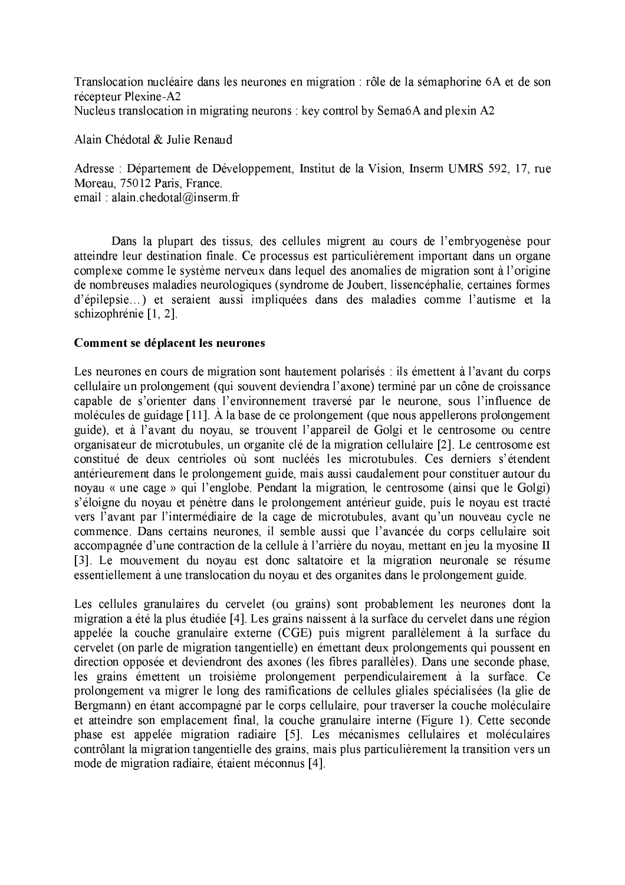Translocation nucléaire dans les neurones en migration : rôle de la sémaphorine 6A et de son récepteur Plexine-A2

Nucleus translocation in migrating neurons : key control by Sema6A and plexin A2

Alain Chédotal & Julie Renaud

Adresse : Département de Développement, Institut de la Vision, Inserm UMRS 592, 17, rue Moreau, 75012 Paris, France.

email : alain.chedotal@inserm.fr

Dans la plupart des tissus, des cellules migrent au cours de l'embryogenèse pour atteindre leur destination finale. Ce processus est particulièrement important dans un organe complexe comme le système nerveux dans lequel des anomalies de migration sont à l'origine de nombreuses maladies neurologiques (syndrome de Joubert, lissencéphalie, certaines formes d'épilepsie…) et seraient aussi impliquées dans des maladies comme l'autisme et la schizophrénie [1, 2].

**Comment se déplacent les neurones**

Les neurones en cours de migration sont hautement polarisés : ils émettent à l'avant du corps cellulaire un prolongement (qui souvent deviendra l'axone) terminé par un cône de croissance capable de s'orienter dans l'environnement traversé par le neurone, sous l'influence de molécules de guidage [11]. À la base de ce prolongement (que nous appellerons prolongement guide), et à l'avant du noyau, se trouvent l'appareil de Golgi et le centrosome ou centre organisateur de microtubules, un organite clé de la migration cellulaire [2]. Le centrosome est constitué de deux centrioles où sont nucléées les microtubules. Ces derniers s'étendent antérieurement dans le prolongement guide, mais aussi caudalement pour constituer autour du noyau « une cage » qui l'englobe. Pendant la migration, le centrosome (ainsi que le Golgi) s'éloigne du noyau et pénètre dans le prolongement antérieur guide, puis le noyau est tracté vers l'avant par l'intermédiaire de la cage de microtubules, avant qu'un nouveau cycle ne commence. Dans certains neurones, il semble aussi que l'avancée du corps cellulaire soit accompagnée d'une contraction de la cellule à l'arrière du noyau, mettant en jeu la myosine II [3]. Le mouvement du noyau est donc saltatoire et la migration neuronale se résume essentiellement à une translocation du noyau et des organites dans le prolongement guide.

Les cellules granulaires du cervelet (ou grains) sont probablement les neurones dont la migration a été la plus étudiée [4]. Les grains naissent à la surface du cervelet dans une région appelée la couche granulaire externe (CGE) puis migrent parallèlement à la surface du cervelet (on parle de migration tangentielle) en émettant deux prolongements qui poussent en direction opposée et deviendront des axones (les fibres parallèles). Dans une seconde phase, les grains émettent un troisième prolongement perpendiculairement à la surface. Ce prolongement va migrer le long des ramifications de cellules gliales spécialisées (la glie de Bergmann) en étant accompagné par le corps cellulaire, pour traverser la couche moléculaire et atteindre son emplacement final, la couche granulaire interne (Figure 1). Cette seconde phase est appelée migration radiaire [5]. Les mécanismes cellulaires et moléculaires contrôlant la migration tangentielle des grains, mais plus particulièrement la transition vers un mode de migration radiaire, étaient méconnus [4].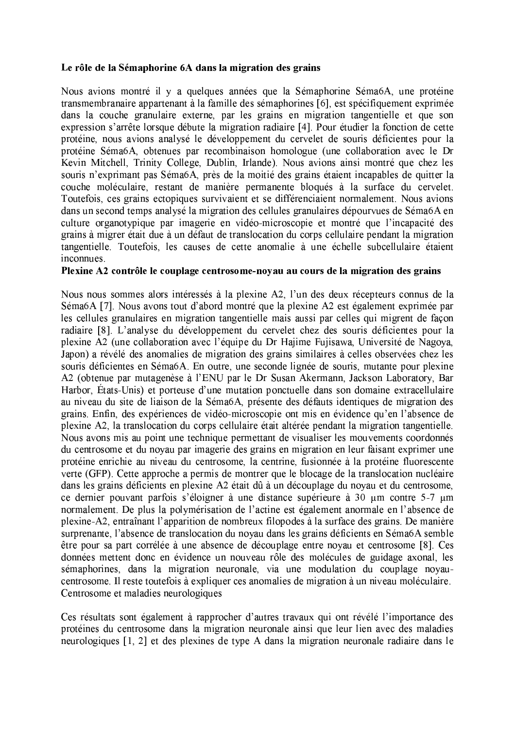**Le rôle de la Sémaphorine 6A dans la migration des grains**

Nous avions montré il y a quelques années que la Sémaphorine Séma6A, une protéine transmembranaire appartenant à la famille des sémaphorines [6], est spécifiquement exprimée dans la couche granulaire externe, par les grains en migration tangentielle et que son expression s'arrête lorsque débute la migration radiaire [4]. Pour étudier la fonction de cette protéine, nous avions analysé le développement du cervelet de souris déficientes pour la protéine Séma6A, obtenues par recombinaison homologue (une collaboration avec le Dr Kevin Mitchell, Trinity College, Dublin, Irlande). Nous avions ainsi montré que chez les souris n'exprimant pas Séma6A, près de la moitié des grains étaient incapables de quitter la couche moléculaire, restant de manière permanente bloqués à la surface du cervelet. Toutefois, ces grains ectopiques survivaient et se différenciaient normalement. Nous avions dans un second temps analysé la migration des cellules granulaires dépourvues de Séma6A en culture organotypique par imagerie en vidéo-microscopie et montré que l'incapacité des grains à migrer était due à un défaut de translocation du corps cellulaire pendant la migration tangentielle. Toutefois, les causes de cette anomalie à une échelle subcellulaire étaient inconnues.

**Plexine A2 contrôle le couplage centrosome-noyau au cours de la migration des grains**

Nous nous sommes alors intéressés à la plexine A2, l'un des deux récepteurs connus de la Séma6A [7]. Nous avons tout d'abord montré que la plexine A2 est également exprimée par les cellules granulaires en migration tangentielle mais aussi par celles qui migrent de façon radiaire [8]. L'analyse du développement du cervelet chez des souris déficientes pour la plexine A2 (une collaboration avec l'équipe du Dr Hajime Fujisawa, Université de Nagoya, Japon) a révélé des anomalies de migration des grains similaires à celles observées chez les souris déficientes en Séma6A. En outre, une seconde lignée de souris, mutante pour plexine A2 (obtenue par mutagenèse à l'ENU par le Dr Susan Akermann, Jackson Laboratory, Bar Harbor, États-Unis) et porteuse d'une mutation ponctuelle dans son domaine extracellulaire au niveau du site de liaison de la Séma6A, présente des défauts identiques de migration des grains. Enfin, des expériences de vidéo-microscopie ont mis en évidence qu'en l'absence de plexine A2, la translocation du corps cellulaire était altérée pendant la migration tangentielle. Nous avons mis au point une technique permettant de visualiser les mouvements coordonnés du centrosome et du noyau par imagerie des grains en migration en leur faisant exprimer une protéine enrichie au niveau du centrosome, la centrine, fusionnée à la protéine fluorescente verte (GFP). Cette approche a permis de montrer que le blocage de la translocation nucléaire dans les grains déficients en plexine A2 était dû à un découplage du noyau et du centrosome, ce dernier pouvant parfois s'éloigner à une distance supérieure à 30 µm contre 5-7 µm normalement. De plus la polymérisation de l'actine est également anormale en l'absence de plexine-A2, entraînant l'apparition de nombreux filopodes à la surface des grains. De manière surprenante, l'absence de translocation du noyau dans les grains déficients en Séma6A semble être pour sa part corrélée à une absence de découplage entre noyau et centrosome [8]. Ces données mettent donc en évidence un nouveau rôle des molécules de guidage axonal, les sémaphorines, dans la migration neuronale, via une modulation du couplage noyau-centrosome. Il reste toutefois à expliquer ces anomalies de migration à un niveau moléculaire.

Centrosome et maladies neurologiques

Ces résultats sont également à rapprocher d'autres travaux qui ont révélé l'importance des protéines du centrosome dans la migration neuronale ainsi que leur lien avec des maladies neurologiques [1, 2] et des plexines de type A dans la migration neuronale radiaire dans le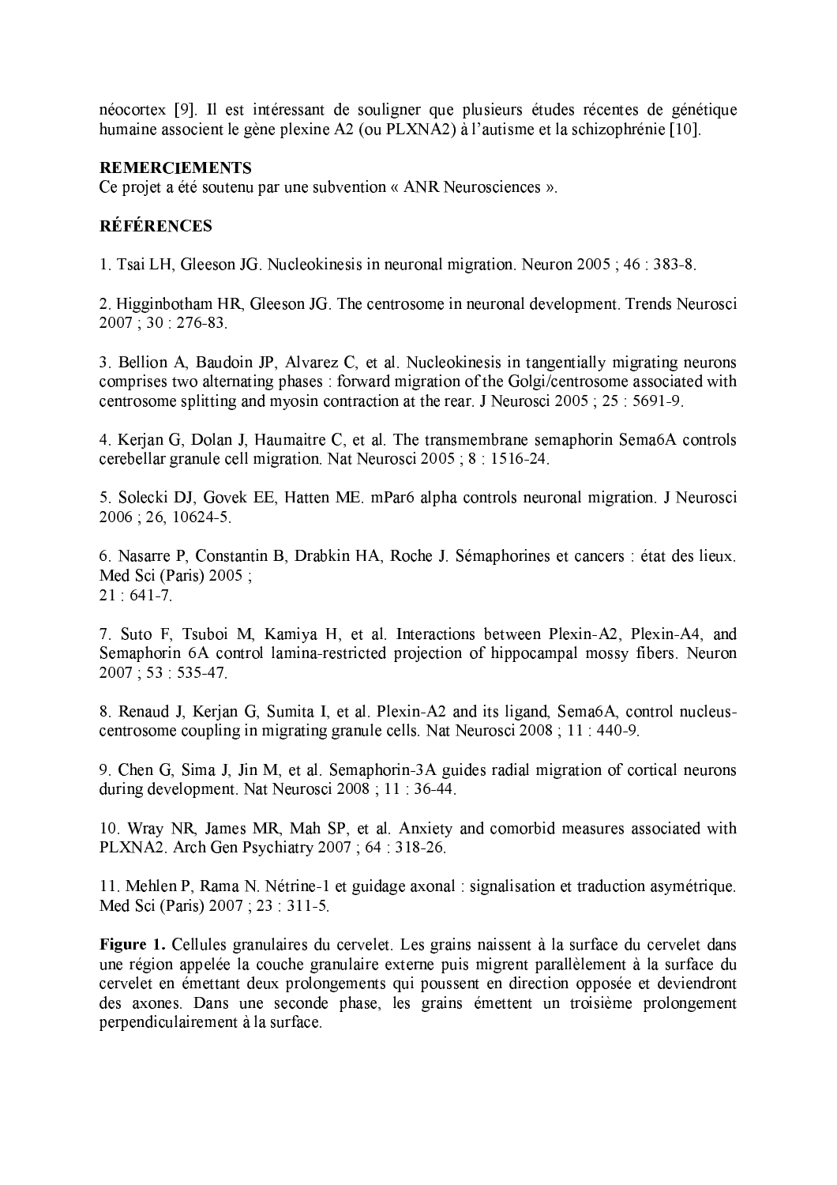néocortex [9]. Il est intéressant de souligner que plusieurs études récentes de génétique humaine associent le gène plexine A2 (ou PLXNA2) à l'autisme et la schizophrénie [10].

**REMERCIEMENTS**

Ce projet a été soutenu par une subvention « ANR Neurosciences ».

**RÉFÉRENCES**

1. Tsai LH, Gleeson JG. Nucleokinesis in neuronal migration. Neuron 2005 ; 46 : 383-8.

2. Higginbotham HR, Gleeson JG. The centrosome in neuronal development. Trends Neurosci 2007 ; 30 : 276-83.

3. Bellion A, Baudoin JP, Alvarez C, et al. Nucleokinesis in tangentially migrating neurons comprises two alternating phases : forward migration of the Golgi/centrosome associated with centrosome splitting and myosin contraction at the rear. J Neurosci 2005 ; 25 : 5691-9.

4. Kerjan G, Dolan J, Haumaitre C, et al. The transmembrane semaphorin Sema6A controls cerebellar granule cell migration. Nat Neurosci 2005 ; 8 : 1516-24.

5. Solecki DJ, Govek EE, Hatten ME. mPar6 alpha controls neuronal migration. J Neurosci 2006 ; 26, 10624-5.

6. Nasarre P, Constantin B, Drabkin HA, Roche J. Sémaphorines et cancers : état des lieux. Med Sci (Paris) 2005 ;
21 : 641-7.

7. Suto F, Tsuboi M, Kamiya H, et al. Interactions between Plexin-A2, Plexin-A4, and Semaphorin 6A control lamina-restricted projection of hippocampal mossy fibers. Neuron 2007 ; 53 : 535-47.

8. Renaud J, Kerjan G, Sumita I, et al. Plexin-A2 and its ligand, Sema6A, control nucleus-centrosome coupling in migrating granule cells. Nat Neurosci 2008 ; 11 : 440-9.

9. Chen G, Sima J, Jin M, et al. Semaphorin-3A guides radial migration of cortical neurons during development. Nat Neurosci 2008 ; 11 : 36-44.

10. Wray NR, James MR, Mah SP, et al. Anxiety and comorbid measures associated with PLXNA2. Arch Gen Psychiatry 2007 ; 64 : 318-26.

11. Mehlen P, Rama N. Nétrine-1 et guidage axonal : signalisation et traduction asymétrique. Med Sci (Paris) 2007 ; 23 : 311-5.

**Figure 1.** Cellules granulaires du cervelet. Les grains naissent à la surface du cervelet dans une région appelée la couche granulaire externe puis migrent parallèlement à la surface du cervelet en émettant deux prolongements qui poussent en direction opposée et deviendront des axones. Dans une seconde phase, les grains émettent un troisième prolongement perpendiculairement à la surface.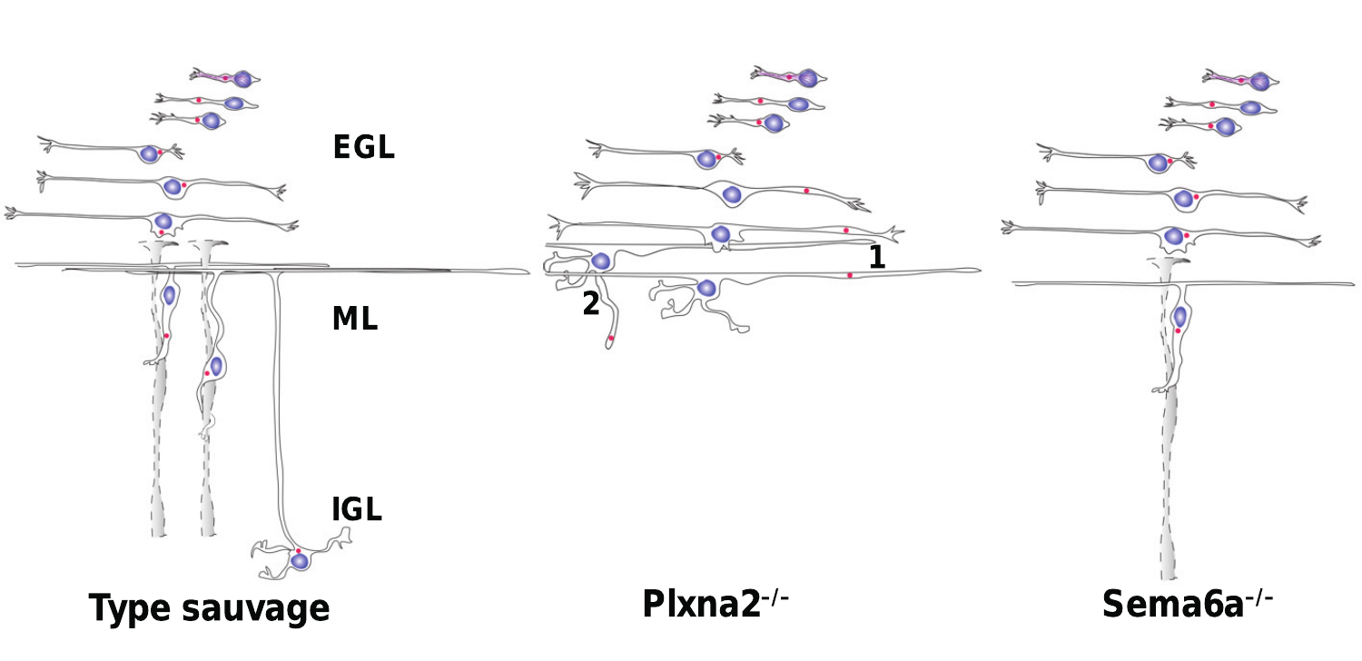EGL

ML

IGL

Type sauvage

1

2

Plxna2$^{-/-}$

Sema6a$^{-/-}$